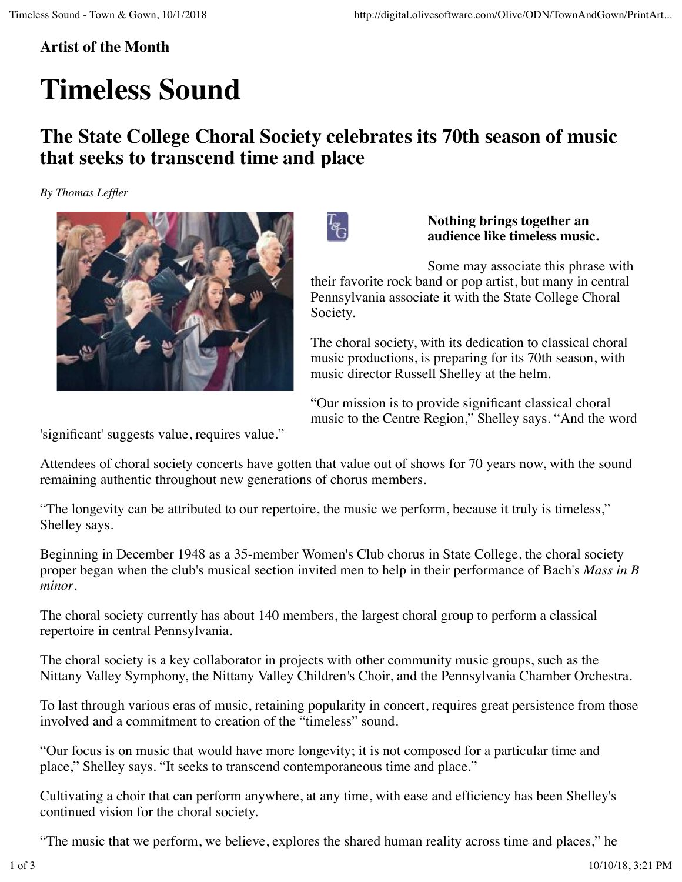**Artist of the Month**

# Timeless Sound

## The State College Choral Society celebrates its 70th season of music that seeks to transcend time and place

*By Thomas Leffler*

**Nothing brings together an audience like timeless music.**

Some may associate this phrase with their favorite rock band or pop artist, but many in central Pennsylvania associate it with the State College Choral Society.

The choral society, with its dedication to classical choral music productions, is preparing for its 70th season, with music director Russell Shelley at the helm.

"Our mission is to provide significant classical choral music to the Centre Region," Shelley says. "And the word 'significant' suggests value, requires value."

Attendees of choral society concerts have gotten that value out of shows for 70 years now, with the sound remaining authentic throughout new generations of chorus members.

"The longevity can be attributed to our repertoire, the music we perform, because it truly is timeless," Shelley says.

Beginning in December 1948 as a 35-member Women's Club chorus in State College, the choral society proper began when the club's musical section invited men to help in their performance of Bach's *Mass in B minor*.

The choral society currently has about 140 members, the largest choral group to perform a classical repertoire in central Pennsylvania.

The choral society is a key collaborator in projects with other community music groups, such as the Nittany Valley Symphony, the Nittany Valley Children's Choir, and the Pennsylvania Chamber Orchestra.

To last through various eras of music, retaining popularity in concert, requires great persistence from those involved and a commitment to creation of the "timeless" sound.

"Our focus is on music that would have more longevity; it is not composed for a particular time and place," Shelley says. "It seeks to transcend contemporaneous time and place."

Cultivating a choir that can perform anywhere, at any time, with ease and efficiency has been Shelley's continued vision for the choral society.

"The music that we perform, we believe, explores the shared human reality across time and places," he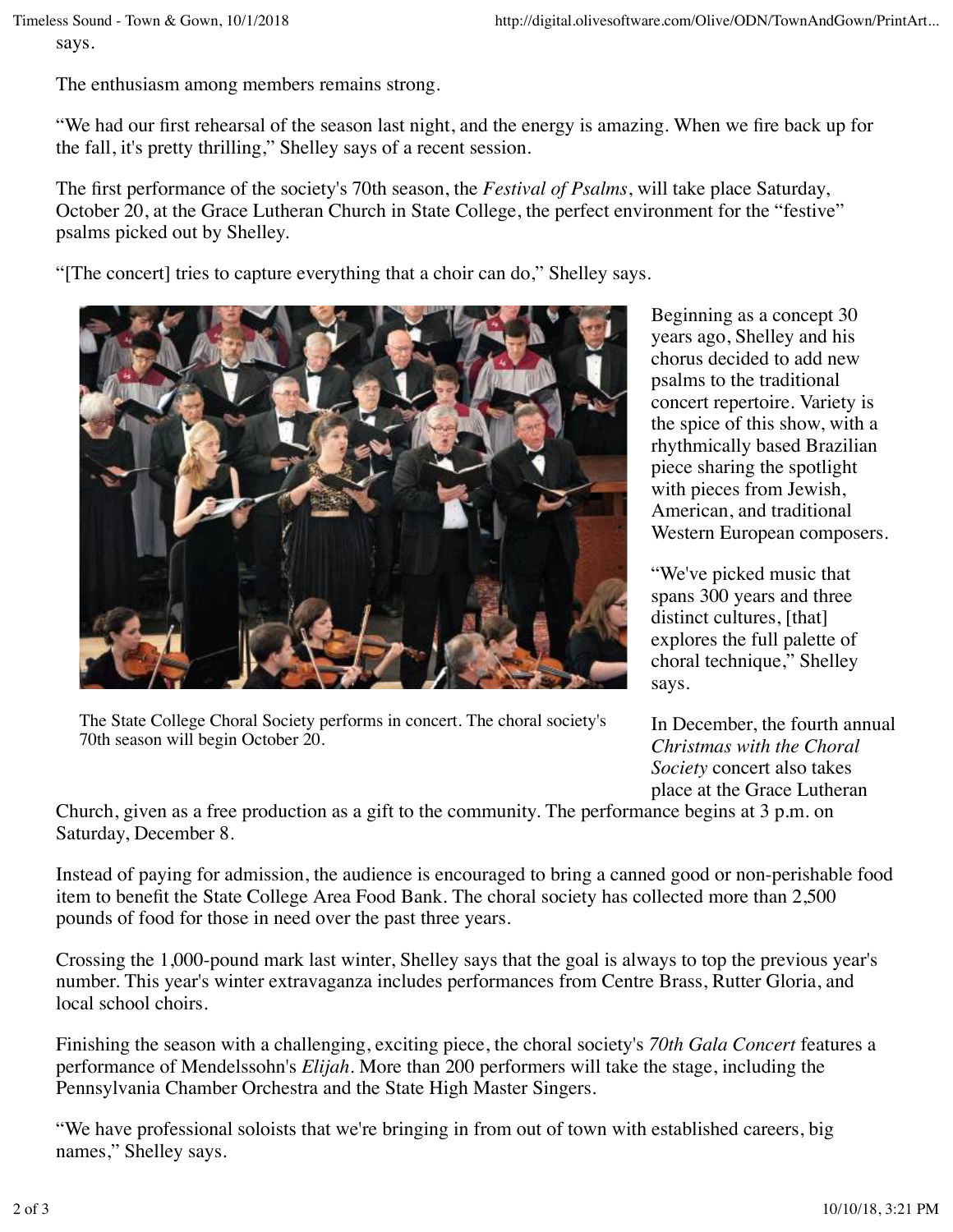says.

The enthusiasm among members remains strong.

“We had our first rehearsal of the season last night, and the energy is amazing. When we fire back up for the fall, it's pretty thrilling,” Shelley says of a recent session.

The first performance of the society's 70th season, the *Festival of Psalms*, will take place Saturday, October 20, at the Grace Lutheran Church in State College, the perfect environment for the “festive” psalms picked out by Shelley.

“[The concert] tries to capture everything that a choir can do,” Shelley says.

The State College Choral Society performs in concert. The choral society's 70th season will begin October 20.

Beginning as a concept 30 years ago, Shelley and his chorus decided to add new psalms to the traditional concert repertoire. Variety is the spice of this show, with a rhythmically based Brazilian piece sharing the spotlight with pieces from Jewish, American, and traditional Western European composers.

“We've picked music that spans 300 years and three distinct cultures, [that] explores the full palette of choral technique,” Shelley says.

In December, the fourth annual *Christmas with the Choral Society* concert also takes place at the Grace Lutheran Church, given as a free production as a gift to the community. The performance begins at 3 p.m. on Saturday, December 8.

Instead of paying for admission, the audience is encouraged to bring a canned good or non-perishable food item to benefit the State College Area Food Bank. The choral society has collected more than 2,500 pounds of food for those in need over the past three years.

Crossing the 1,000-pound mark last winter, Shelley says that the goal is always to top the previous year's number. This year's winter extravaganza includes performances from Centre Brass, Rutter Gloria, and local school choirs.

Finishing the season with a challenging, exciting piece, the choral society's *70th Gala Concert* features a performance of Mendelssohn's *Elijah*. More than 200 performers will take the stage, including the Pennsylvania Chamber Orchestra and the State High Master Singers.

“We have professional soloists that we're bringing in from out of town with established careers, big names,” Shelley says.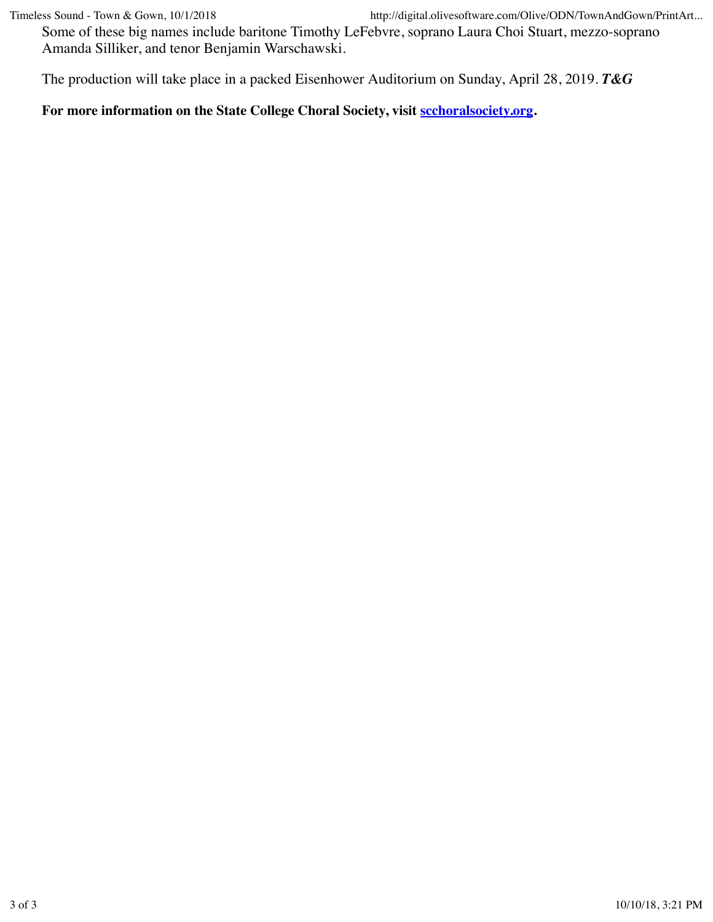Some of these big names include baritone Timothy LeFebvre, soprano Laura Choi Stuart, mezzo-soprano Amanda Silliker, and tenor Benjamin Warschawski.

The production will take place in a packed Eisenhower Auditorium on Sunday, April 28, 2019. ***T&G***

**For more information on the State College Choral Society, visit [scchoralsociety.org](http://scchoralsociety.org).**